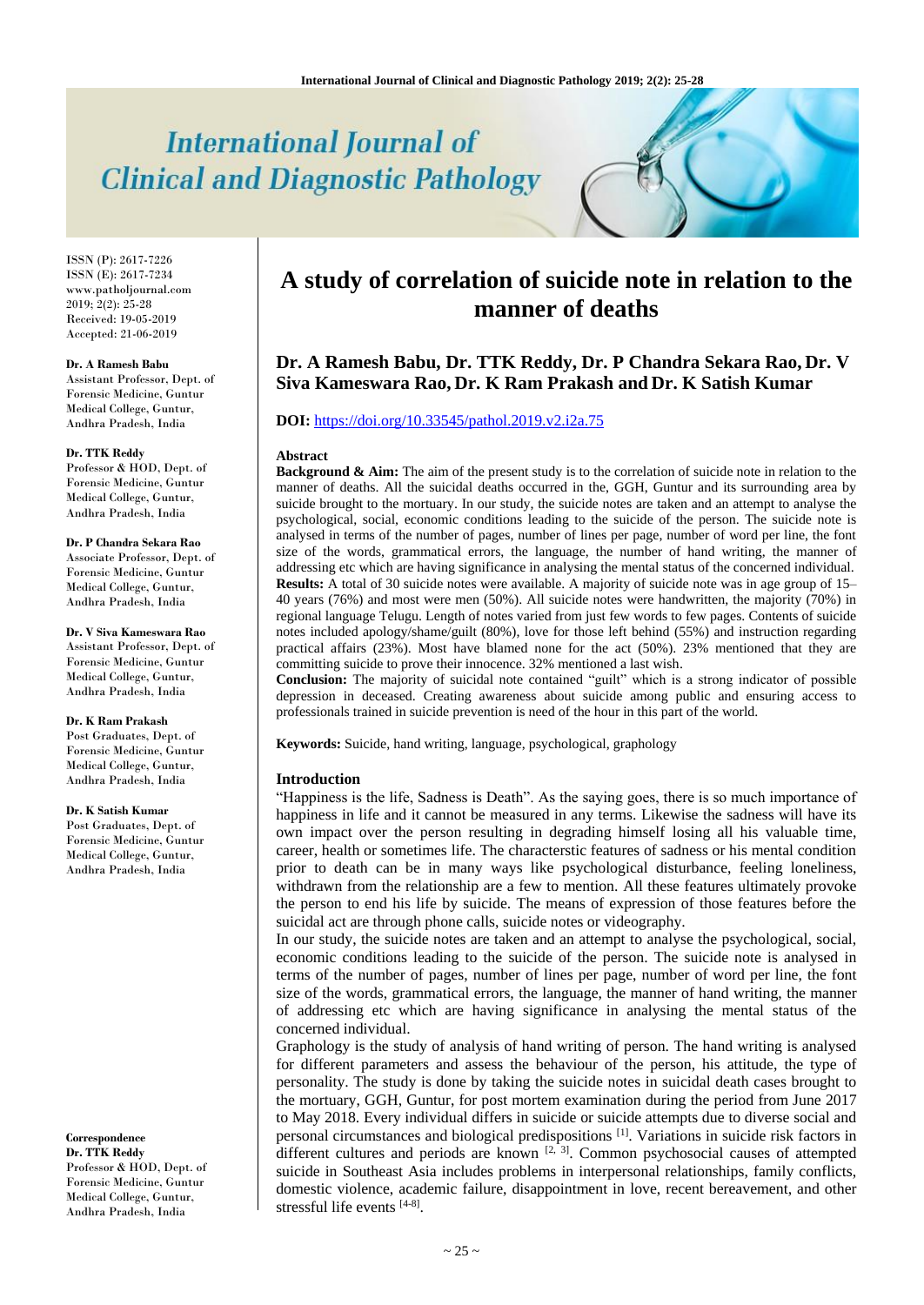# International Journal of Clinical and Diagnostic Pathology

ISSN (P): 2617-7226
ISSN (E): 2617-7234
www.patholjournal.com
2019; 2(2): 25-28
Received: 19-05-2019
Accepted: 21-06-2019

**Dr. A Ramesh Babu**
Assistant Professor, Dept. of Forensic Medicine, Guntur Medical College, Guntur, Andhra Pradesh, India

**Dr. TTK Reddy**
Professor & HOD, Dept. of Forensic Medicine, Guntur Medical College, Guntur, Andhra Pradesh, India

**Dr. P Chandra Sekara Rao**
Associate Professor, Dept. of Forensic Medicine, Guntur Medical College, Guntur, Andhra Pradesh, India

**Dr. V Siva Kameswara Rao**
Assistant Professor, Dept. of Forensic Medicine, Guntur Medical College, Guntur, Andhra Pradesh, India

**Dr. K Ram Prakash**
Post Graduates, Dept. of Forensic Medicine, Guntur Medical College, Guntur, Andhra Pradesh, India

**Dr. K Satish Kumar**
Post Graduates, Dept. of Forensic Medicine, Guntur Medical College, Guntur, Andhra Pradesh, India

**Correspondence**
**Dr. TTK Reddy**
Professor & HOD, Dept. of Forensic Medicine, Guntur Medical College, Guntur, Andhra Pradesh, India

# A study of correlation of suicide note in relation to the manner of deaths

**Dr. A Ramesh Babu, Dr. TTK Reddy, Dr. P Chandra Sekara Rao, Dr. V Siva Kameswara Rao, Dr. K Ram Prakash and Dr. K Satish Kumar**

**DOI:** https://doi.org/10.33545/pathol.2019.v2.i2a.75

## Abstract

**Background & Aim:** The aim of the present study is to the correlation of suicide note in relation to the manner of deaths. All the suicidal deaths occurred in the, GGH, Guntur and its surrounding area by suicide brought to the mortuary. In our study, the suicide notes are taken and an attempt to analyse the psychological, social, economic conditions leading to the suicide of the person. The suicide note is analysed in terms of the number of pages, number of lines per page, number of word per line, the font size of the words, grammatical errors, the language, the number of hand writing, the manner of addressing etc which are having significance in analysing the mental status of the concerned individual.

**Results:** A total of 30 suicide notes were available. A majority of suicide note was in age group of 15–40 years (76%) and most were men (50%). All suicide notes were handwritten, the majority (70%) in regional language Telugu. Length of notes varied from just few words to few pages. Contents of suicide notes included apology/shame/guilt (80%), love for those left behind (55%) and instruction regarding practical affairs (23%). Most have blamed none for the act (50%). 23% mentioned that they are committing suicide to prove their innocence. 32% mentioned a last wish.

**Conclusion:** The majority of suicidal note contained "guilt" which is a strong indicator of possible depression in deceased. Creating awareness about suicide among public and ensuring access to professionals trained in suicide prevention is need of the hour in this part of the world.

**Keywords:** Suicide, hand writing, language, psychological, graphology

## Introduction

"Happiness is the life, Sadness is Death". As the saying goes, there is so much importance of happiness in life and it cannot be measured in any terms. Likewise the sadness will have its own impact over the person resulting in degrading himself losing all his valuable time, career, health or sometimes life. The characterstic features of sadness or his mental condition prior to death can be in many ways like psychological disturbance, feeling loneliness, withdrawn from the relationship are a few to mention. All these features ultimately provoke the person to end his life by suicide. The means of expression of those features before the suicidal act are through phone calls, suicide notes or videography.

In our study, the suicide notes are taken and an attempt to analyse the psychological, social, economic conditions leading to the suicide of the person. The suicide note is analysed in terms of the number of pages, number of lines per page, number of word per line, the font size of the words, grammatical errors, the language, the manner of hand writing, the manner of addressing etc which are having significance in analysing the mental status of the concerned individual.

Graphology is the study of analysis of hand writing of person. The hand writing is analysed for different parameters and assess the behaviour of the person, his attitude, the type of personality. The study is done by taking the suicide notes in suicidal death cases brought to the mortuary, GGH, Guntur, for post mortem examination during the period from June 2017 to May 2018. Every individual differs in suicide or suicide attempts due to diverse social and personal circumstances and biological predispositions [1]. Variations in suicide risk factors in different cultures and periods are known [2, 3]. Common psychosocial causes of attempted suicide in Southeast Asia includes problems in interpersonal relationships, family conflicts, domestic violence, academic failure, disappointment in love, recent bereavement, and other stressful life events [4-8].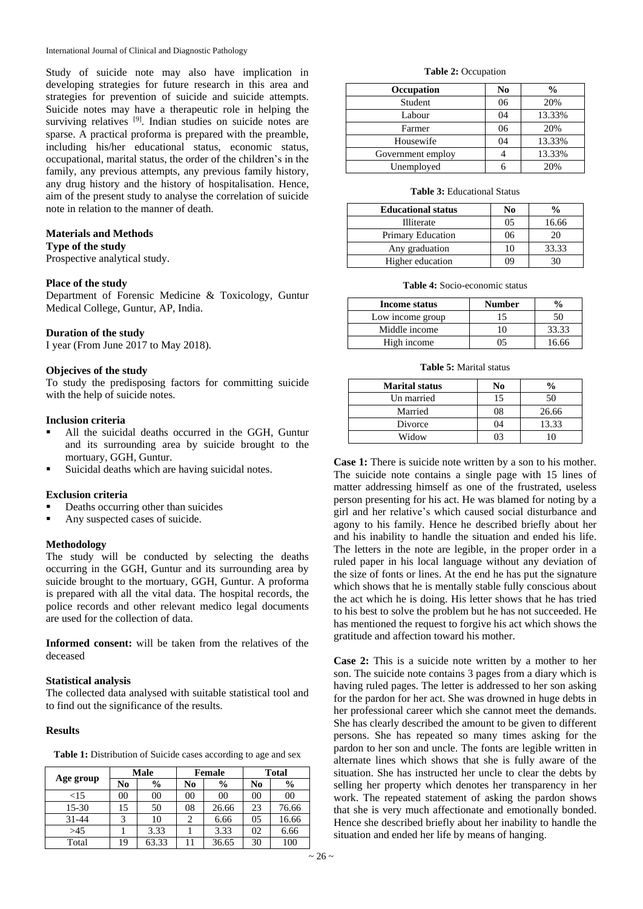Study of suicide note may also have implication in developing strategies for future research in this area and strategies for prevention of suicide and suicide attempts. Suicide notes may have a therapeutic role in helping the surviving relatives [9]. Indian studies on suicide notes are sparse. A practical proforma is prepared with the preamble, including his/her educational status, economic status, occupational, marital status, the order of the children's in the family, any previous attempts, any previous family history, any drug history and the history of hospitalisation. Hence, aim of the present study to analyse the correlation of suicide note in relation to the manner of death.

## Materials and Methods

**Type of the study**

Prospective analytical study.

**Place of the study**

Department of Forensic Medicine & Toxicology, Guntur Medical College, Guntur, AP, India.

**Duration of the study**

I year (From June 2017 to May 2018).

**Objecives of the study**

To study the predisposing factors for committing suicide with the help of suicide notes.

**Inclusion criteria**

- All the suicidal deaths occurred in the GGH, Guntur and its surrounding area by suicide brought to the mortuary, GGH, Guntur.
- Suicidal deaths which are having suicidal notes.

**Exclusion criteria**

- Deaths occurring other than suicides
- Any suspected cases of suicide.

**Methodology**

The study will be conducted by selecting the deaths occurring in the GGH, Guntur and its surrounding area by suicide brought to the mortuary, GGH, Guntur. A proforma is prepared with all the vital data. The hospital records, the police records and other relevant medico legal documents are used for the collection of data.

**Informed consent:** will be taken from the relatives of the deceased

**Statistical analysis**

The collected data analysed with suitable statistical tool and to find out the significance of the results.

## Results

**Table 1:** Distribution of Suicide cases according to age and sex

| Age group | Male | | Female | | Total | |
|---|---|---|---|---|---|---|
| | No | % | No | % | No | % |
| <15 | 00 | 00 | 00 | 00 | 00 | 00 |
| 15-30 | 15 | 50 | 08 | 26.66 | 23 | 76.66 |
| 31-44 | 3 | 10 | 2 | 6.66 | 05 | 16.66 |
| >45 | 1 | 3.33 | 1 | 3.33 | 02 | 6.66 |
| Total | 19 | 63.33 | 11 | 36.65 | 30 | 100 |

**Table 2:** Occupation

| Occupation | No | % |
|---|---|---|
| Student | 06 | 20% |
| Labour | 04 | 13.33% |
| Farmer | 06 | 20% |
| Housewife | 04 | 13.33% |
| Government employ | 4 | 13.33% |
| Unemployed | 6 | 20% |

**Table 3:** Educational Status

| Educational status | No | % |
|---|---|---|
| Illiterate | 05 | 16.66 |
| Primary Education | 06 | 20 |
| Any graduation | 10 | 33.33 |
| Higher education | 09 | 30 |

**Table 4:** Socio-economic status

| Income status | Number | % |
|---|---|---|
| Low income group | 15 | 50 |
| Middle income | 10 | 33.33 |
| High income | 05 | 16.66 |

**Table 5:** Marital status

| Marital status | No | % |
|---|---|---|
| Un married | 15 | 50 |
| Married | 08 | 26.66 |
| Divorce | 04 | 13.33 |
| Widow | 03 | 10 |

**Case 1:** There is suicide note written by a son to his mother. The suicide note contains a single page with 15 lines of matter addressing himself as one of the frustrated, useless person presenting for his act. He was blamed for noting by a girl and her relative's which caused social disturbance and agony to his family. Hence he described briefly about her and his inability to handle the situation and ended his life. The letters in the note are legible, in the proper order in a ruled paper in his local language without any deviation of the size of fonts or lines. At the end he has put the signature which shows that he is mentally stable fully conscious about the act which he is doing. His letter shows that he has tried to his best to solve the problem but he has not succeeded. He has mentioned the request to forgive his act which shows the gratitude and affection toward his mother.

**Case 2:** This is a suicide note written by a mother to her son. The suicide note contains 3 pages from a diary which is having ruled pages. The letter is addressed to her son asking for the pardon for her act. She was drowned in huge debts in her professional career which she cannot meet the demands. She has clearly described the amount to be given to different persons. She has repeated so many times asking for the pardon to her son and uncle. The fonts are legible written in alternate lines which shows that she is fully aware of the situation. She has instructed her uncle to clear the debts by selling her property which denotes her transparency in her work. The repeated statement of asking the pardon shows that she is very much affectionate and emotionally bonded. Hence she described briefly about her inability to handle the situation and ended her life by means of hanging.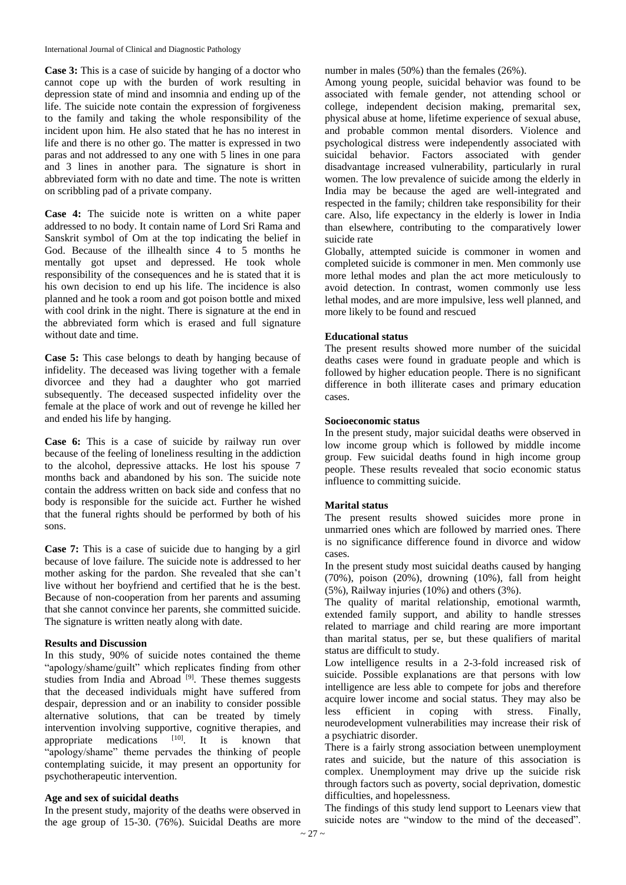**Case 3:** This is a case of suicide by hanging of a doctor who cannot cope up with the burden of work resulting in depression state of mind and insomnia and ending up of the life. The suicide note contain the expression of forgiveness to the family and taking the whole responsibility of the incident upon him. He also stated that he has no interest in life and there is no other go. The matter is expressed in two paras and not addressed to any one with 5 lines in one para and 3 lines in another para. The signature is short in abbreviated form with no date and time. The note is written on scribbling pad of a private company.

**Case 4:** The suicide note is written on a white paper addressed to no body. It contain name of Lord Sri Rama and Sanskrit symbol of Om at the top indicating the belief in God. Because of the illhealth since 4 to 5 months he mentally got upset and depressed. He took whole responsibility of the consequences and he is stated that it is his own decision to end up his life. The incidence is also planned and he took a room and got poison bottle and mixed with cool drink in the night. There is signature at the end in the abbreviated form which is erased and full signature without date and time.

**Case 5:** This case belongs to death by hanging because of infidelity. The deceased was living together with a female divorcee and they had a daughter who got married subsequently. The deceased suspected infidelity over the female at the place of work and out of revenge he killed her and ended his life by hanging.

**Case 6:** This is a case of suicide by railway run over because of the feeling of loneliness resulting in the addiction to the alcohol, depressive attacks. He lost his spouse 7 months back and abandoned by his son. The suicide note contain the address written on back side and confess that no body is responsible for the suicide act. Further he wished that the funeral rights should be performed by both of his sons.

**Case 7:** This is a case of suicide due to hanging by a girl because of love failure. The suicide note is addressed to her mother asking for the pardon. She revealed that she can't live without her boyfriend and certified that he is the best. Because of non-cooperation from her parents and assuming that she cannot convince her parents, she committed suicide. The signature is written neatly along with date.

### Results and Discussion

In this study, 90% of suicide notes contained the theme "apology/shame/guilt" which replicates finding from other studies from India and Abroad [9]. These themes suggests that the deceased individuals might have suffered from despair, depression and or an inability to consider possible alternative solutions, that can be treated by timely intervention involving supportive, cognitive therapies, and appropriate medications [10]. It is known that "apology/shame" theme pervades the thinking of people contemplating suicide, it may present an opportunity for psychotherapeutic intervention.

### Age and sex of suicidal deaths

In the present study, majority of the deaths were observed in the age group of 15-30. (76%). Suicidal Deaths are more number in males (50%) than the females (26%).

Among young people, suicidal behavior was found to be associated with female gender, not attending school or college, independent decision making, premarital sex, physical abuse at home, lifetime experience of sexual abuse, and probable common mental disorders. Violence and psychological distress were independently associated with suicidal behavior. Factors associated with gender disadvantage increased vulnerability, particularly in rural women. The low prevalence of suicide among the elderly in India may be because the aged are well-integrated and respected in the family; children take responsibility for their care. Also, life expectancy in the elderly is lower in India than elsewhere, contributing to the comparatively lower suicide rate

Globally, attempted suicide is commoner in women and completed suicide is commoner in men. Men commonly use more lethal modes and plan the act more meticulously to avoid detection. In contrast, women commonly use less lethal modes, and are more impulsive, less well planned, and more likely to be found and rescued

### Educational status

The present results showed more number of the suicidal deaths cases were found in graduate people and which is followed by higher education people. There is no significant difference in both illiterate cases and primary education cases.

### Socioeconomic status

In the present study, major suicidal deaths were observed in low income group which is followed by middle income group. Few suicidal deaths found in high income group people. These results revealed that socio economic status influence to committing suicide.

### Marital status

The present results showed suicides more prone in unmarried ones which are followed by married ones. There is no significance difference found in divorce and widow cases.

In the present study most suicidal deaths caused by hanging (70%), poison (20%), drowning (10%), fall from height (5%), Railway injuries (10%) and others (3%).

The quality of marital relationship, emotional warmth, extended family support, and ability to handle stresses related to marriage and child rearing are more important than marital status, per se, but these qualifiers of marital status are difficult to study.

Low intelligence results in a 2-3-fold increased risk of suicide. Possible explanations are that persons with low intelligence are less able to compete for jobs and therefore acquire lower income and social status. They may also be less efficient in coping with stress. Finally, neurodevelopment vulnerabilities may increase their risk of a psychiatric disorder.

There is a fairly strong association between unemployment rates and suicide, but the nature of this association is complex. Unemployment may drive up the suicide risk through factors such as poverty, social deprivation, domestic difficulties, and hopelessness.

The findings of this study lend support to Leenars view that suicide notes are "window to the mind of the deceased".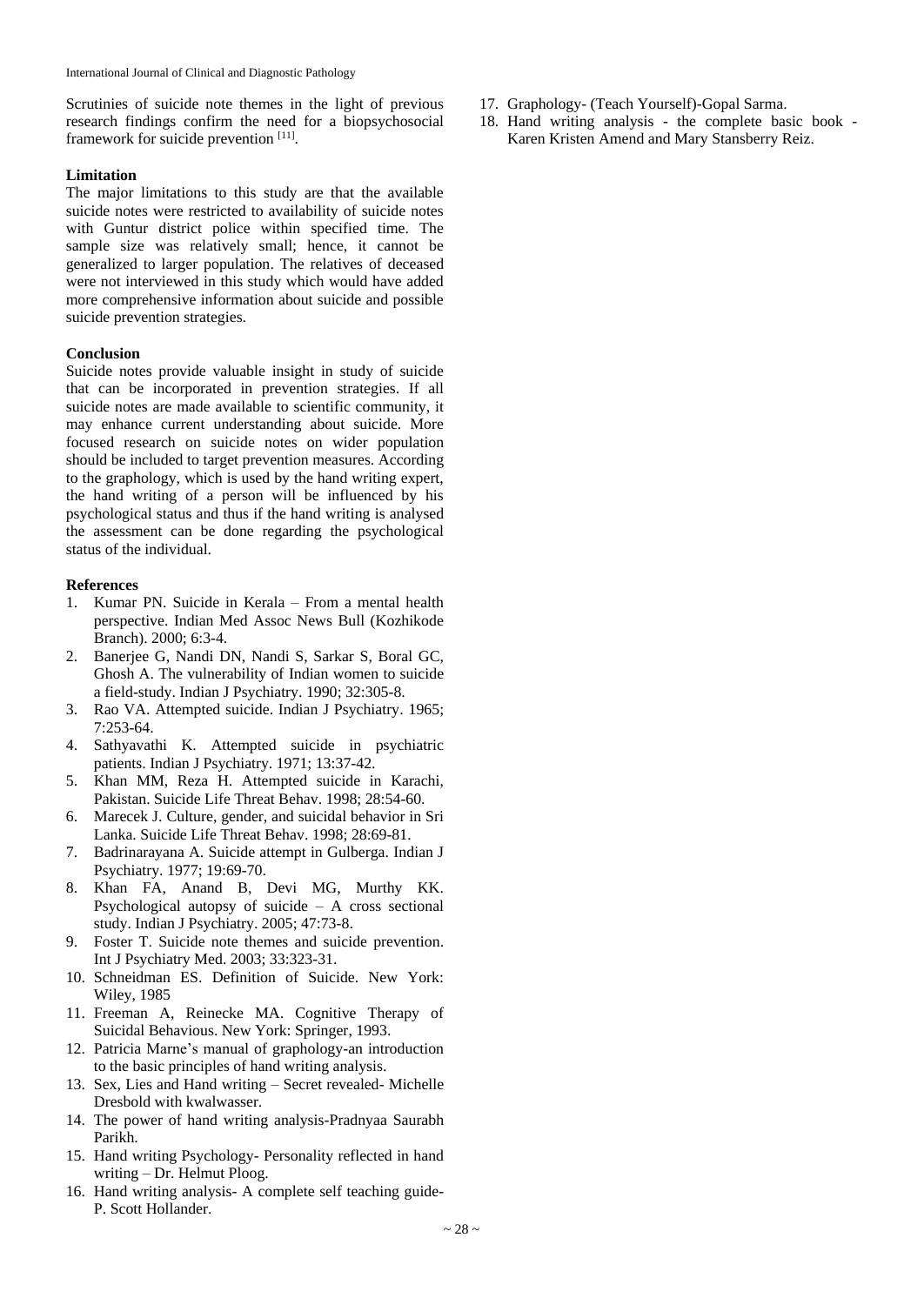Scrutinies of suicide note themes in the light of previous research findings confirm the need for a biopsychosocial framework for suicide prevention [11].

**Limitation**

The major limitations to this study are that the available suicide notes were restricted to availability of suicide notes with Guntur district police within specified time. The sample size was relatively small; hence, it cannot be generalized to larger population. The relatives of deceased were not interviewed in this study which would have added more comprehensive information about suicide and possible suicide prevention strategies.

**Conclusion**

Suicide notes provide valuable insight in study of suicide that can be incorporated in prevention strategies. If all suicide notes are made available to scientific community, it may enhance current understanding about suicide. More focused research on suicide notes on wider population should be included to target prevention measures. According to the graphology, which is used by the hand writing expert, the hand writing of a person will be influenced by his psychological status and thus if the hand writing is analysed the assessment can be done regarding the psychological status of the individual.

**References**

1. Kumar PN. Suicide in Kerala – From a mental health perspective. Indian Med Assoc News Bull (Kozhikode Branch). 2000; 6:3-4.
2. Banerjee G, Nandi DN, Nandi S, Sarkar S, Boral GC, Ghosh A. The vulnerability of Indian women to suicide a field-study. Indian J Psychiatry. 1990; 32:305-8.
3. Rao VA. Attempted suicide. Indian J Psychiatry. 1965; 7:253-64.
4. Sathyavathi K. Attempted suicide in psychiatric patients. Indian J Psychiatry. 1971; 13:37-42.
5. Khan MM, Reza H. Attempted suicide in Karachi, Pakistan. Suicide Life Threat Behav. 1998; 28:54-60.
6. Marecek J. Culture, gender, and suicidal behavior in Sri Lanka. Suicide Life Threat Behav. 1998; 28:69-81.
7. Badrinarayana A. Suicide attempt in Gulberga. Indian J Psychiatry. 1977; 19:69-70.
8. Khan FA, Anand B, Devi MG, Murthy KK. Psychological autopsy of suicide – A cross sectional study. Indian J Psychiatry. 2005; 47:73-8.
9. Foster T. Suicide note themes and suicide prevention. Int J Psychiatry Med. 2003; 33:323-31.
10. Schneidman ES. Definition of Suicide. New York: Wiley, 1985
11. Freeman A, Reinecke MA. Cognitive Therapy of Suicidal Behavious. New York: Springer, 1993.
12. Patricia Marne's manual of graphology-an introduction to the basic principles of hand writing analysis.
13. Sex, Lies and Hand writing – Secret revealed- Michelle Dresbold with kwalwasser.
14. The power of hand writing analysis-Pradnyaa Saurabh Parikh.
15. Hand writing Psychology- Personality reflected in hand writing – Dr. Helmut Ploog.
16. Hand writing analysis- A complete self teaching guide- P. Scott Hollander.
17. Graphology- (Teach Yourself)-Gopal Sarma.
18. Hand writing analysis - the complete basic book - Karen Kristen Amend and Mary Stansberry Reiz.